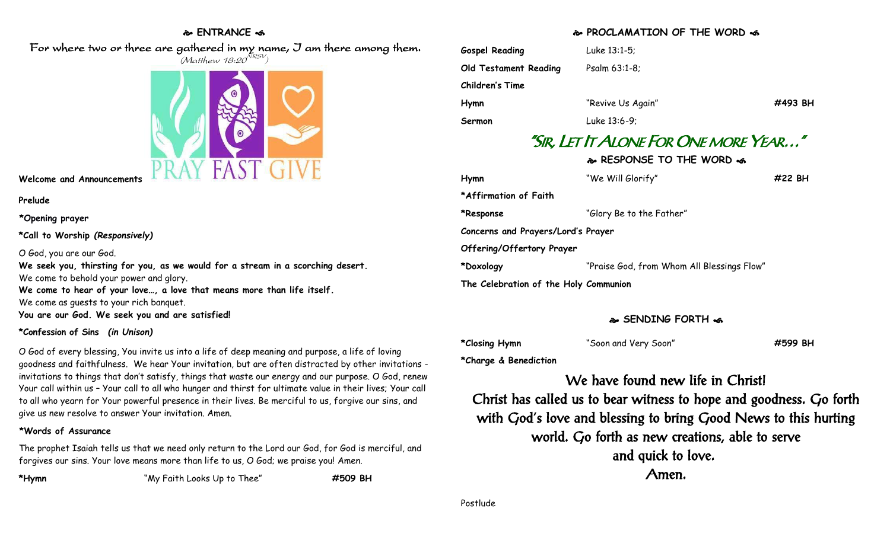## ENTRANCE

*For where two or three are gathered in my name, I am there among them.*
*(Matthew 18:20 NRSV)*

PRAY FAST GIVE

**Welcome and Announcements**

**Prelude**

**\*Opening prayer**

**\*Call to Worship *(Responsively)***

O God, you are our God.
**We seek you, thirsting for you, as we would for a stream in a scorching desert.**
We come to behold your power and glory.
**We come to hear of your love…, a love that means more than life itself.**
We come as guests to your rich banquet.
**You are our God. We seek you and are satisfied!**

**\*Confession of Sins *(in Unison)***

O God of every blessing, You invite us into a life of deep meaning and purpose, a life of loving goodness and faithfulness. We hear Your invitation, but are often distracted by other invitations - invitations to things that don't satisfy, things that waste our energy and our purpose. O God, renew Your call within us – Your call to all who hunger and thirst for ultimate value in their lives; Your call to all who yearn for Your powerful presence in their lives. Be merciful to us, forgive our sins, and give us new resolve to answer Your invitation. Amen.

**\*Words of Assurance**

The prophet Isaiah tells us that we need only return to the Lord our God, for God is merciful, and forgives our sins. Your love means more than life to us, O God; we praise you! Amen.

**\*Hymn** "My Faith Looks Up to Thee" **#509 BH**

## PROCLAMATION OF THE WORD

| | | |
|---|---|---|
| **Gospel Reading** | Luke 13:1-5; | |
| **Old Testament Reading** | Psalm 63:1-8; | |
| **Children's Time** | | |
| **Hymn** | "Revive Us Again" | **#493 BH** |
| **Sermon** | Luke 13:6-9; | |

### "Sir, Let It Alone For One more Year…"

## RESPONSE TO THE WORD

| | | |
|---|---|---|
| **Hymn** | "We Will Glorify" | **#22 BH** |
| **\*Affirmation of Faith** | | |
| **\*Response** | "Glory Be to the Father" | |
| **Concerns and Prayers/Lord's Prayer** | | |
| **Offering/Offertory Prayer** | | |
| **\*Doxology** | "Praise God, from Whom All Blessings Flow" | |
| **The Celebration of the Holy Communion** | | |

## SENDING FORTH

| | | |
|---|---|---|
| **\*Closing Hymn** | "Soon and Very Soon" | **#599 BH** |
| **\*Charge & Benediction** | | |

We have found new life in Christ!
Christ has called us to bear witness to hope and goodness. Go forth with God's love and blessing to bring Good News to this hurting world. Go forth as new creations, able to serve and quick to love.
Amen.

Postlude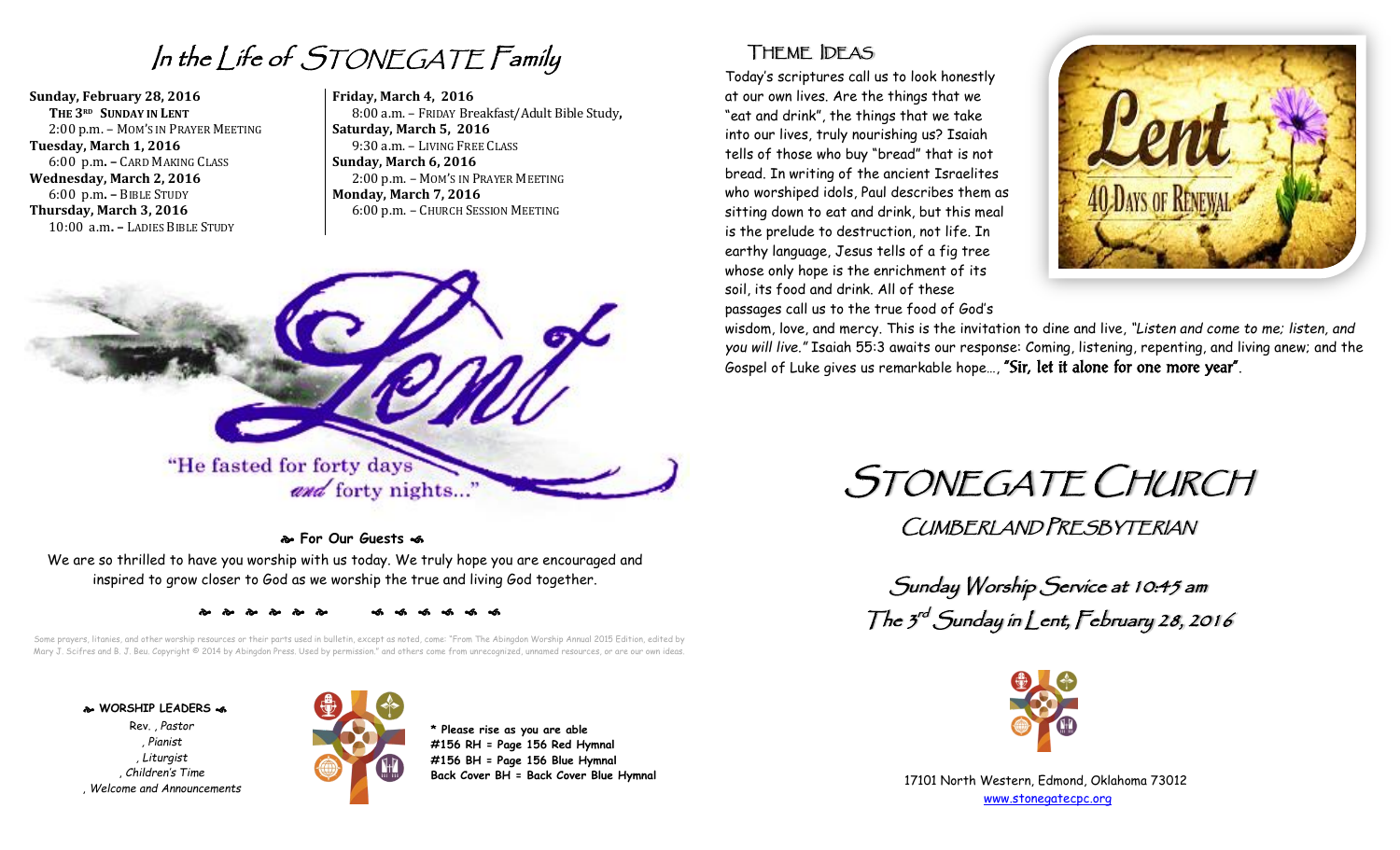# In the Life of STONEGATE Family

**Sunday, February 28, 2016**
**THE 3RD SUNDAY IN LENT**
2:00 p.m. – MOM'S IN PRAYER MEETING
**Tuesday, March 1, 2016**
6:00 p.m. – CARD MAKING CLASS
**Wednesday, March 2, 2016**
6:00 p.m. – BIBLE STUDY
**Thursday, March 3, 2016**
10:00 a.m. – LADIES BIBLE STUDY

**Friday, March 4, 2016**
8:00 a.m. – FRIDAY Breakfast/Adult Bible Study,
**Saturday, March 5, 2016**
9:30 a.m. – LIVING FREE CLASS
**Sunday, March 6, 2016**
2:00 p.m. – MOM'S IN PRAYER MEETING
**Monday, March 7, 2016**
6:00 p.m. – CHURCH SESSION MEETING

Lent

"He fasted for forty days and forty nights..."

**For Our Guests**

We are so thrilled to have you worship with us today. We truly hope you are encouraged and inspired to grow closer to God as we worship the true and living God together.

Some prayers, litanies, and other worship resources or their parts used in bulletin, except as noted, come: "From The Abingdon Worship Annual 2015 Edition, edited by Mary J. Scifres and B. J. Beu. Copyright © 2014 by Abingdon Press. Used by permission." and others come from unrecognized, unnamed resources, or are our own ideas.

**WORSHIP LEADERS**

Rev. , *Pastor*
, *Pianist*
, *Liturgist*
, *Children's Time*
, *Welcome and Announcements*

**\* Please rise as you are able**
**#156 RH = Page 156 Red Hymnal**
**#156 BH = Page 156 Blue Hymnal**
**Back Cover BH = Back Cover Blue Hymnal**

## THEME IDEAS

Today's scriptures call us to look honestly at our own lives. Are the things that we "eat and drink", the things that we take into our lives, truly nourishing us? Isaiah tells of those who buy "bread" that is not bread. In writing of the ancient Israelites who worshiped idols, Paul describes them as sitting down to eat and drink, but this meal is the prelude to destruction, not life. In earthy language, Jesus tells of a fig tree whose only hope is the enrichment of its soil, its food and drink. All of these passages call us to the true food of God's wisdom, love, and mercy. This is the invitation to dine and live, *"Listen and come to me; listen, and you will live."* Isaiah 55:3 awaits our response: Coming, listening, repenting, and living anew; and the Gospel of Luke gives us remarkable hope…, **"Sir, let it alone for one more year"**.

Lent — 40 Days of Renewal

# STONEGATE CHURCH

## CUMBERLAND PRESBYTERIAN

Sunday Worship Service at 10:45 am

The 3rd Sunday in Lent, February 28, 2016

17101 North Western, Edmond, Oklahoma 73012
www.stonegatecpc.org